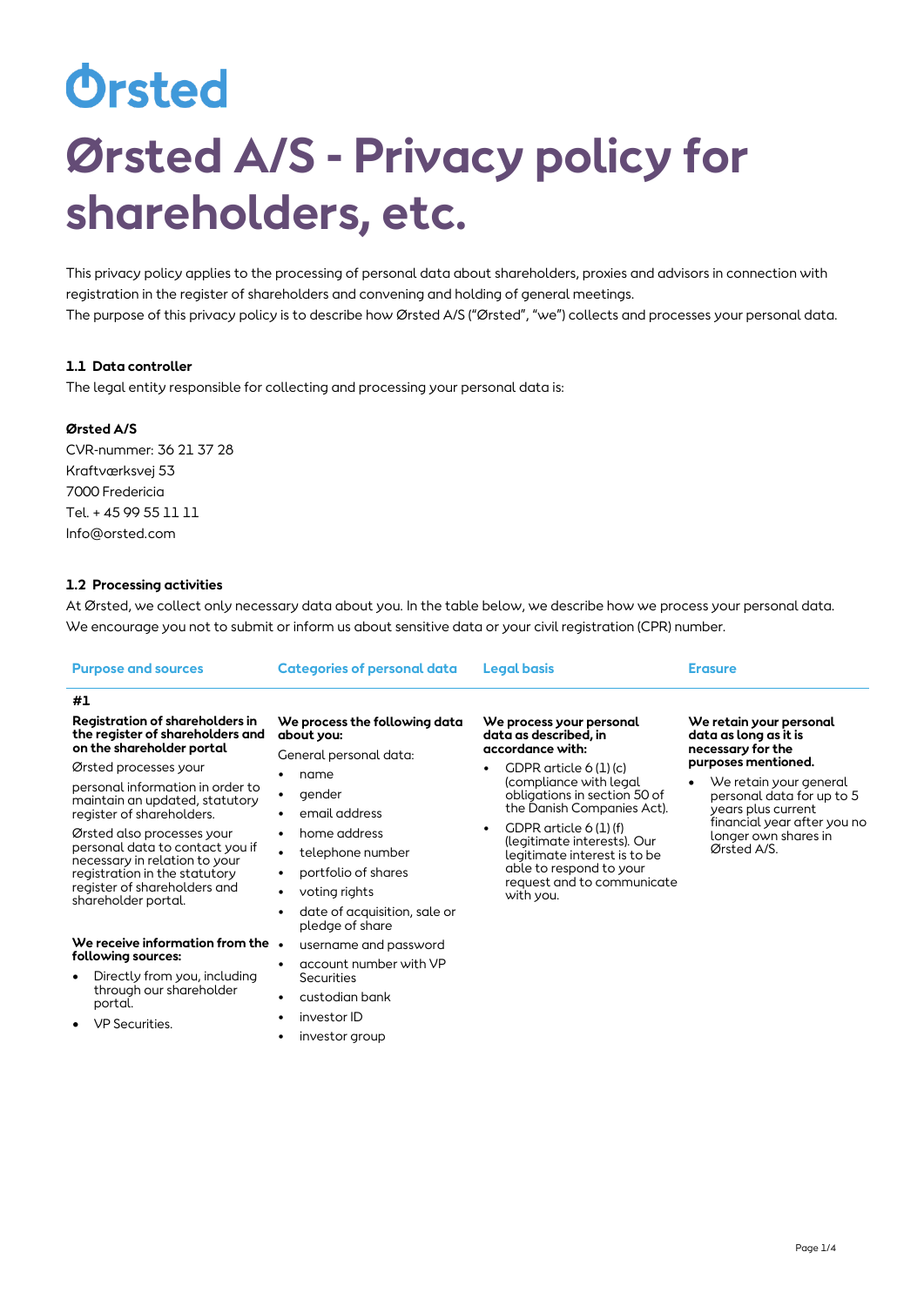Ørsted

# Ørsted A/S - Privacy policy for shareholders, etc.

This privacy policy applies to the processing of personal data about shareholders, proxies and advisors in connection with registration in the register of shareholders and convening and holding of general meetings.

The purpose of this privacy policy is to describe how Ørsted A/S ("Ørsted", "we") collects and processes your personal data.

### 1.1 Data controller

The legal entity responsible for collecting and processing your personal data is:

**Ørsted A/S**
CVR-nummer: 36 21 37 28
Kraftværksvej 53
7000 Fredericia
Tel. + 45 99 55 11 11
Info@orsted.com

### 1.2 Processing activities

At Ørsted, we collect only necessary data about you. In the table below, we describe how we process your personal data. We encourage you not to submit or inform us about sensitive data or your civil registration (CPR) number.

| Purpose and sources | Categories of personal data | Legal basis | Erasure |
|---|---|---|---|
| **#1**<br><br>**Registration of shareholders in the register of shareholders and on the shareholder portal**<br><br>Ørsted processes your personal information in order to maintain an updated, statutory register of shareholders.<br><br>Ørsted also processes your personal data to contact you if necessary in relation to your registration in the statutory register of shareholders and shareholder portal.<br><br>**We receive information from the following sources:**<br>• Directly from you, including through our shareholder portal.<br>• VP Securities. | **We process the following data about you:**<br><br>General personal data:<br>• name<br>• gender<br>• email address<br>• home address<br>• telephone number<br>• portfolio of shares<br>• voting rights<br>• date of acquisition, sale or pledge of share<br>• username and password<br>• account number with VP Securities<br>• custodian bank<br>• investor ID<br>• investor group | **We process your personal data as described, in accordance with:**<br>• GDPR article 6 (1) (c) (compliance with legal obligations in section 50 of the Danish Companies Act).<br>• GDPR article 6 (1) (f) (legitimate interests). Our legitimate interest is to be able to respond to your request and to communicate with you. | **We retain your personal data as long as it is necessary for the purposes mentioned.**<br>• We retain your general personal data for up to 5 years plus current financial year after you no longer own shares in Ørsted A/S. |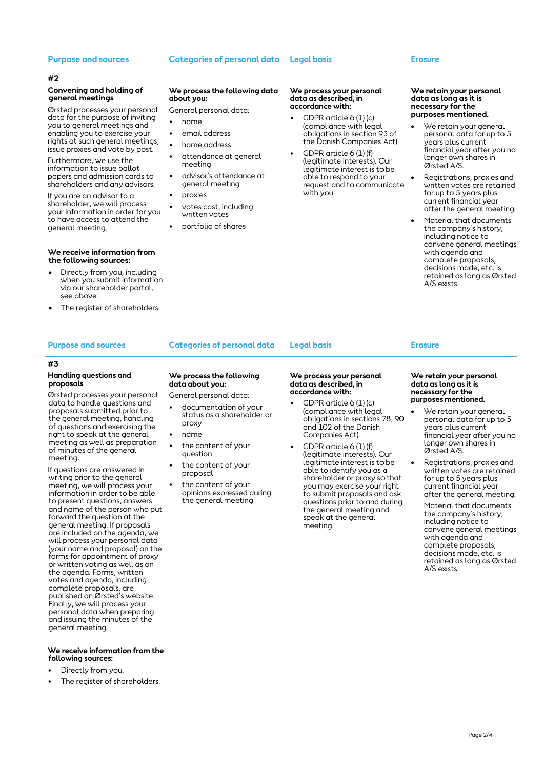| Purpose and sources | Categories of personal data | Legal basis | Erasure |
|---|---|---|---|
| **#2** | | | |
| **Convening and holding of general meetings**<br><br>Ørsted processes your personal data for the purpose of inviting you to general meetings and enabling you to exercise your rights at such general meetings, issue proxies and vote by post.<br><br>Furthermore, we use the information to issue ballot papers and admission cards to shareholders and any advisors.<br><br>If you are an advisor to a shareholder, we will process your information in order for you to have access to attend the general meeting.<br><br>**We receive information from the following sources:**<br>• Directly from you, including when you submit information via our shareholder portal, see above.<br>• The register of shareholders. | **We process the following data about you:**<br><br>General personal data:<br>• name<br>• email address<br>• home address<br>• attendance at general meeting<br>• advisor's attendance at general meeting<br>• proxies<br>• votes cast, including written votes<br>• portfolio of shares | **We process your personal data as described, in accordance with:**<br>• GDPR article 6 (1) (c) (compliance with legal obligations in section 93 of the Danish Companies Act).<br>• GDPR article 6 (1) (f) (legitimate interests). Our legitimate interest is to be able to respond to your request and to communicate with you. | **We retain your personal data as long as it is necessary for the purposes mentioned.**<br>• We retain your general personal data for up to 5 years plus current financial year after you no longer own shares in Ørsted A/S.<br>• Registrations, proxies and written votes are retained for up to 5 years plus current financial year after the general meeting.<br>• Material that documents the company's history, including notice to convene general meetings with agenda and complete proposals, decisions made, etc. is retained as long as Ørsted A/S exists. |

| Purpose and sources | Categories of personal data | Legal basis | Erasure |
|---|---|---|---|
| **#3** | | | |
| **Handling questions and proposals**<br><br>Ørsted processes your personal data to handle questions and proposals submitted prior to the general meeting, handling of questions and exercising the right to speak at the general meeting as well as preparation of minutes of the general meeting.<br><br>If questions are answered in writing prior to the general meeting, we will process your information in order to be able to present questions, answers and name of the person who put forward the question at the general meeting. If proposals are included on the agenda, we will process your personal data (your name and proposal) on the forms for appointment of proxy or written voting as well as on the agenda. Forms, written votes and agenda, including complete proposals, are published on Ørsted's website. Finally, we will process your personal data when preparing and issuing the minutes of the general meeting.<br><br>**We receive information from the following sources:**<br>• Directly from you.<br>• The register of shareholders. | **We process the following data about you:**<br><br>General personal data:<br>• documentation of your status as a shareholder or proxy<br>• name<br>• the content of your question<br>• the content of your proposal<br>• the content of your opinions expressed during the general meeting | **We process your personal data as described, in accordance with:**<br>• GDPR article 6 (1) (c) (compliance with legal obligations in sections 78, 90 and 102 of the Danish Companies Act).<br>• GDPR article 6 (1) (f) (legitimate interests). Our legitimate interest is to be able to identify you as a shareholder or proxy so that you may exercise your right to submit proposals and ask questions prior to and during the general meeting and speak at the general meeting. | **We retain your personal data as long as it is necessary for the purposes mentioned.**<br>• We retain your general personal data for up to 5 years plus current financial year after you no longer own shares in Ørsted A/S.<br>• Registrations, proxies and written votes are retained for up to 5 years plus current financial year after the general meeting.<br><br>Material that documents the company's history, including notice to convene general meetings with agenda and complete proposals, decisions made, etc. is retained as long as Ørsted A/S exists. |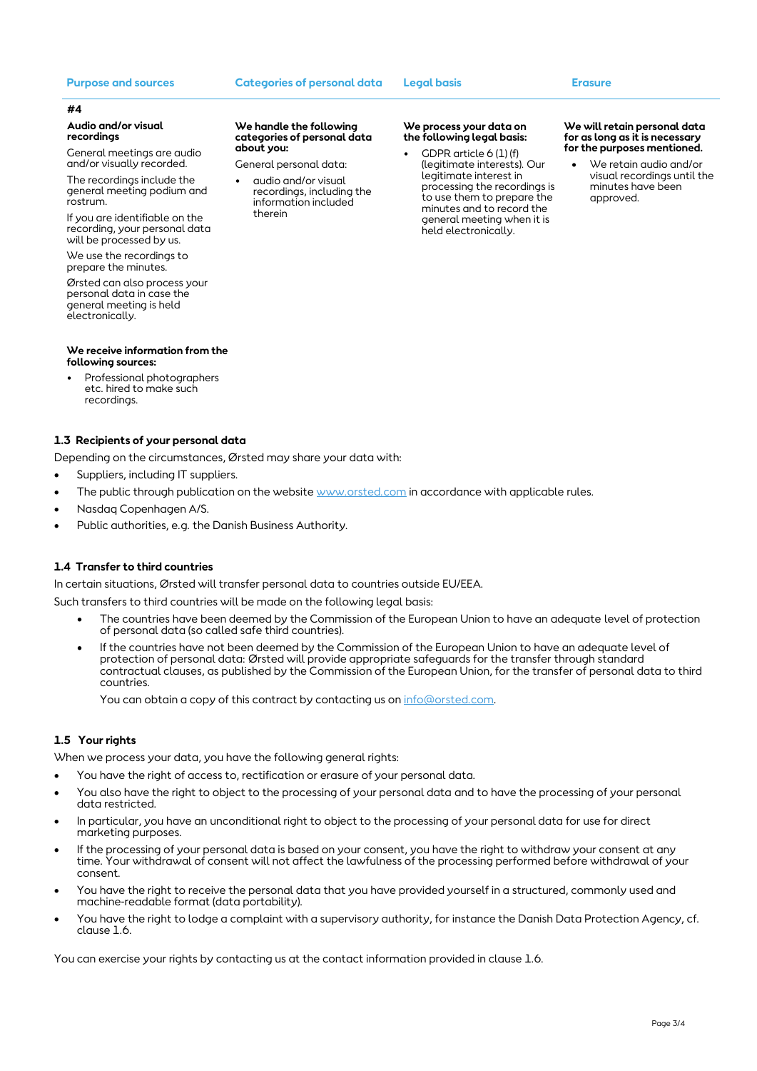| Purpose and sources | Categories of personal data | Legal basis | Erasure |
| --- | --- | --- | --- |
| **#4**<br>**Audio and/or visual recordings**<br>General meetings are audio and/or visually recorded.<br>The recordings include the general meeting podium and rostrum.<br>If you are identifiable on the recording, your personal data will be processed by us.<br>We use the recordings to prepare the minutes.<br>Ørsted can also process your personal data in case the general meeting is held electronically.<br><br>**We receive information from the following sources:**<br>• Professional photographers etc. hired to make such recordings. | **We handle the following categories of personal data about you:**<br>General personal data:<br>• audio and/or visual recordings, including the information included therein | **We process your data on the following legal basis:**<br>• GDPR article 6 (1) (f) (legitimate interests). Our legitimate interest in processing the recordings is to use them to prepare the minutes and to record the general meeting when it is held electronically. | **We will retain personal data for as long as it is necessary for the purposes mentioned.**<br>• We retain audio and/or visual recordings until the minutes have been approved. |

### 1.3 Recipients of your personal data

Depending on the circumstances, Ørsted may share your data with:

- Suppliers, including IT suppliers.
- The public through publication on the website www.orsted.com in accordance with applicable rules.
- Nasdaq Copenhagen A/S.
- Public authorities, e.g. the Danish Business Authority.

### 1.4 Transfer to third countries

In certain situations, Ørsted will transfer personal data to countries outside EU/EEA.

Such transfers to third countries will be made on the following legal basis:

- The countries have been deemed by the Commission of the European Union to have an adequate level of protection of personal data (so called safe third countries).
- If the countries have not been deemed by the Commission of the European Union to have an adequate level of protection of personal data: Ørsted will provide appropriate safeguards for the transfer through standard contractual clauses, as published by the Commission of the European Union, for the transfer of personal data to third countries.

  You can obtain a copy of this contract by contacting us on info@orsted.com.

### 1.5 Your rights

When we process your data, you have the following general rights:

- You have the right of access to, rectification or erasure of your personal data.
- You also have the right to object to the processing of your personal data and to have the processing of your personal data restricted.
- In particular, you have an unconditional right to object to the processing of your personal data for use for direct marketing purposes.
- If the processing of your personal data is based on your consent, you have the right to withdraw your consent at any time. Your withdrawal of consent will not affect the lawfulness of the processing performed before withdrawal of your consent.
- You have the right to receive the personal data that you have provided yourself in a structured, commonly used and machine-readable format (data portability).
- You have the right to lodge a complaint with a supervisory authority, for instance the Danish Data Protection Agency, cf. clause 1.6.

You can exercise your rights by contacting us at the contact information provided in clause 1.6.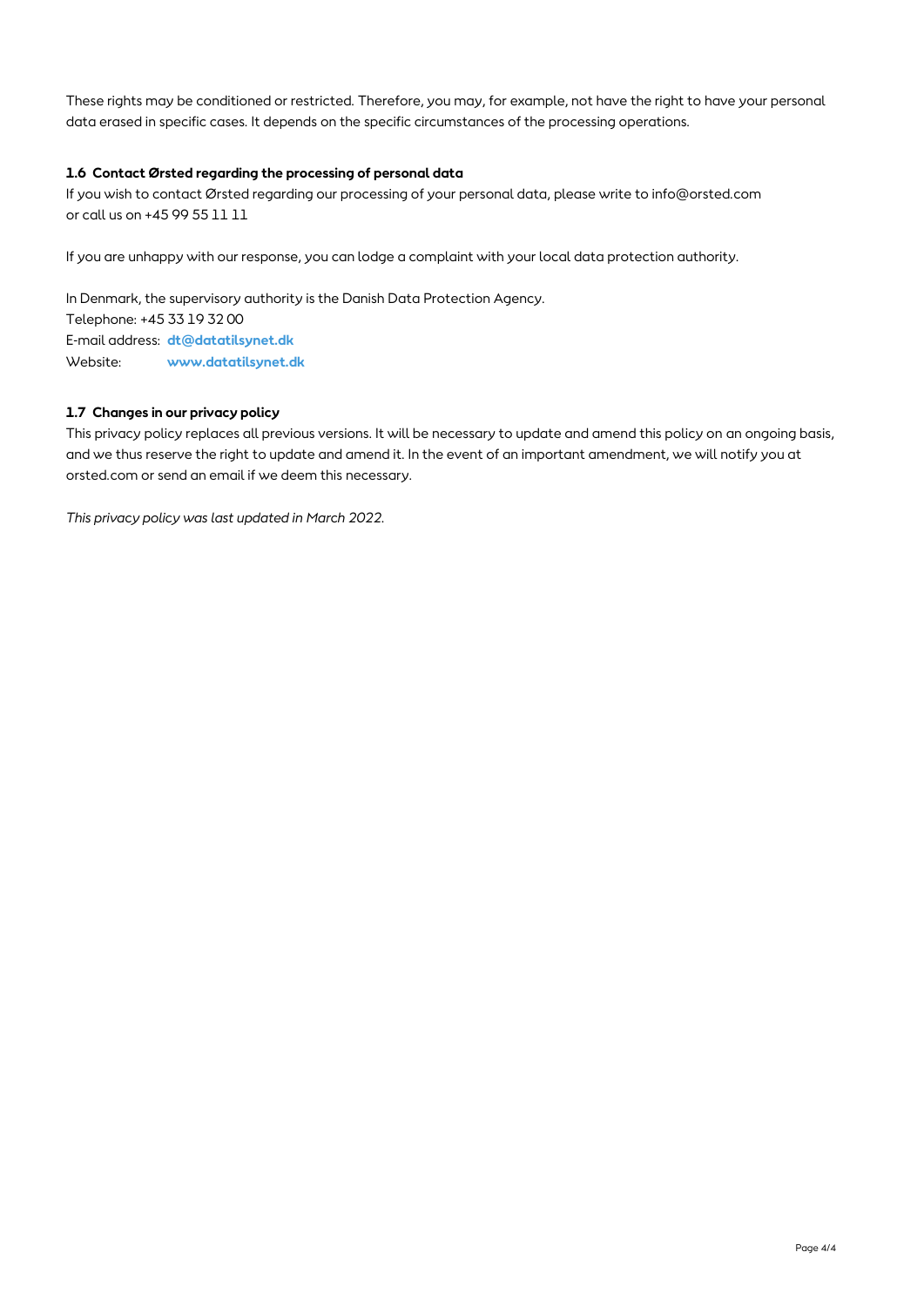These rights may be conditioned or restricted. Therefore, you may, for example, not have the right to have your personal data erased in specific cases. It depends on the specific circumstances of the processing operations.

### 1.6 Contact Ørsted regarding the processing of personal data

If you wish to contact Ørsted regarding our processing of your personal data, please write to info@orsted.com or call us on +45 99 55 11 11

If you are unhappy with our response, you can lodge a complaint with your local data protection authority.

In Denmark, the supervisory authority is the Danish Data Protection Agency.
Telephone: +45 33 19 32 00
E-mail address: **dt@datatilsynet.dk**
Website: **www.datatilsynet.dk**

### 1.7 Changes in our privacy policy

This privacy policy replaces all previous versions. It will be necessary to update and amend this policy on an ongoing basis, and we thus reserve the right to update and amend it. In the event of an important amendment, we will notify you at orsted.com or send an email if we deem this necessary.

*This privacy policy was last updated in March 2022.*